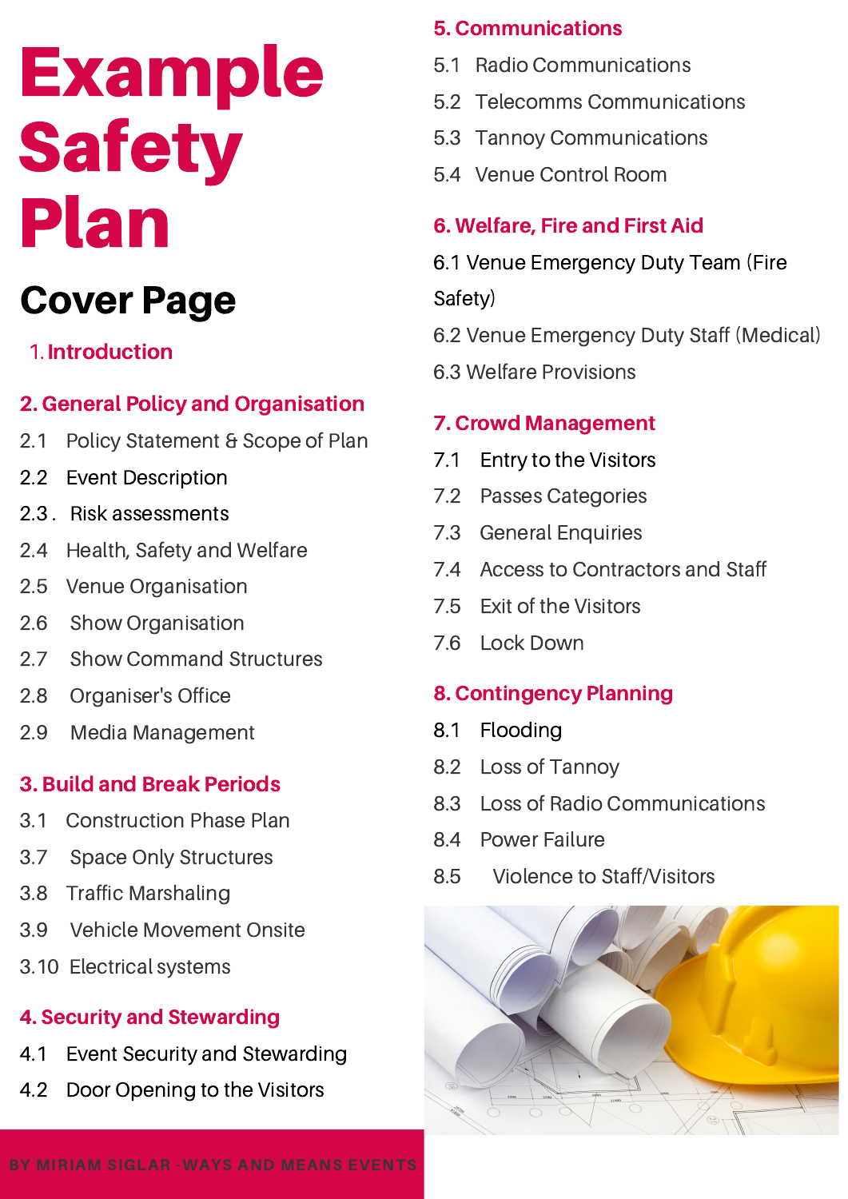# Example Safety Plan

## Cover Page

### 1. Introduction

### 2. General Policy and Organisation

- 2.1 Policy Statement & Scope of Plan
- 2.2 Event Description
- 2.3 . Risk assessments
- 2.4 Health, Safety and Welfare
- 2.5 Venue Organisation
- 2.6 Show Organisation
- 2.7 Show Command Structures
- 2.8 Organiser's Office
- 2.9 Media Management

### 3. Build and Break Periods

- 3.1 Construction Phase Plan
- 3.7 Space Only Structures
- 3.8 Traffic Marshaling
- 3.9 Vehicle Movement Onsite
- 3.10 Electrical systems

### 4. Security and Stewarding

- 4.1 Event Security and Stewarding
- 4.2 Door Opening to the Visitors

### 5. Communications

- 5.1 Radio Communications
- 5.2 Telecomms Communications
- 5.3 Tannoy Communications
- 5.4 Venue Control Room

### 6. Welfare, Fire and First Aid

- 6.1 Venue Emergency Duty Team (Fire Safety)
- 6.2 Venue Emergency Duty Staff (Medical)
- 6.3 Welfare Provisions

### 7. Crowd Management

- 7.1 Entry to the Visitors
- 7.2 Passes Categories
- 7.3 General Enquiries
- 7.4 Access to Contractors and Staff
- 7.5 Exit of the Visitors
- 7.6 Lock Down

### 8. Contingency Planning

- 8.1 Flooding
- 8.2 Loss of Tannoy
- 8.3 Loss of Radio Communications
- 8.4 Power Failure
- 8.5 Violence to Staff/Visitors

BY MIRIAM SIGLAR -WAYS AND MEANS EVENTS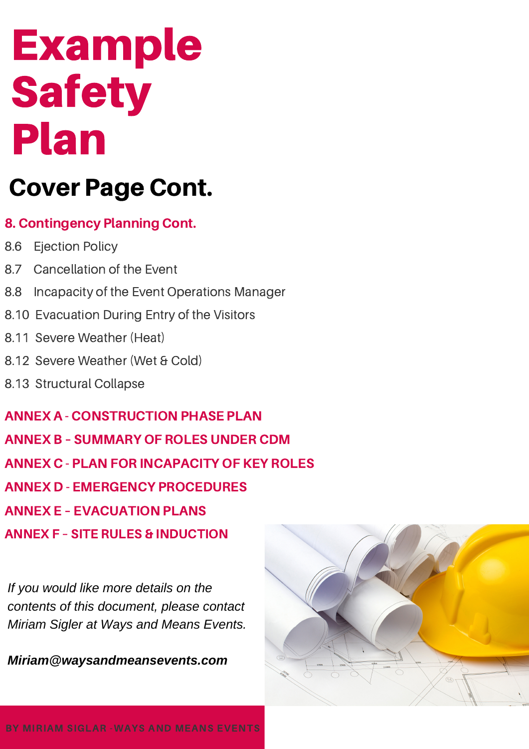# Example Safety Plan

## Cover Page Cont.

### 8. Contingency Planning Cont.

8.6 Ejection Policy

8.7 Cancellation of the Event

8.8 Incapacity of the Event Operations Manager

8.10 Evacuation During Entry of the Visitors

8.11 Severe Weather (Heat)

8.12 Severe Weather (Wet & Cold)

8.13 Structural Collapse

**ANNEX A - CONSTRUCTION PHASE PLAN**

**ANNEX B – SUMMARY OF ROLES UNDER CDM**

**ANNEX C - PLAN FOR INCAPACITY OF KEY ROLES**

**ANNEX D - EMERGENCY PROCEDURES**

**ANNEX E – EVACUATION PLANS**

**ANNEX F – SITE RULES & INDUCTION**

*If you would like more details on the contents of this document, please contact Miriam Sigler at Ways and Means Events.*

***Miriam@waysandmeansevents.com***

BY MIRIAM SIGLAR -WAYS AND MEANS EVENTS